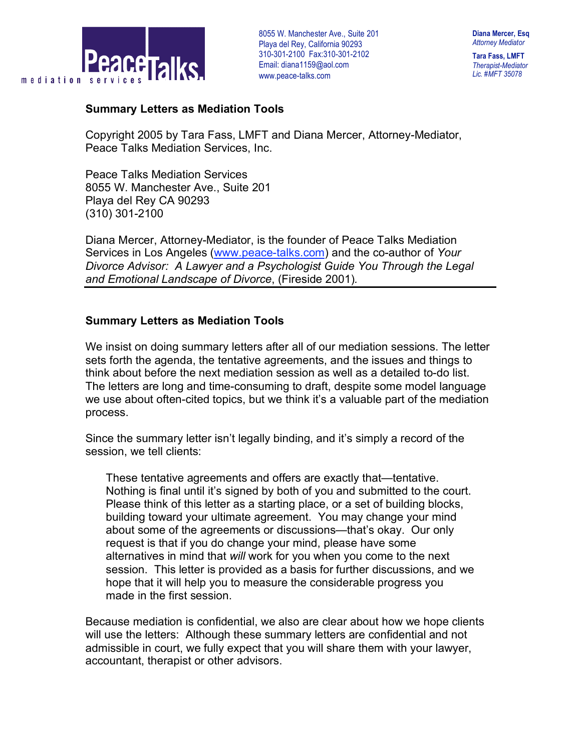PeaceTalks mediation services

8055 W. Manchester Ave., Suite 201
Playa del Rey, California 90293
310-301-2100 Fax:310-301-2102
Email: diana1159@aol.com
www.peace-talks.com

**Diana Mercer, Esq**
*Attorney Mediator*

**Tara Fass, LMFT**
*Therapist-Mediator*
*Lic. #MFT 35078*

**Summary Letters as Mediation Tools**

Copyright 2005 by Tara Fass, LMFT and Diana Mercer, Attorney-Mediator, Peace Talks Mediation Services, Inc.

Peace Talks Mediation Services
8055 W. Manchester Ave., Suite 201
Playa del Rey CA 90293
(310) 301-2100

Diana Mercer, Attorney-Mediator, is the founder of Peace Talks Mediation Services in Los Angeles (www.peace-talks.com) and the co-author of *Your Divorce Advisor: A Lawyer and a Psychologist Guide You Through the Legal and Emotional Landscape of Divorce*, (Fireside 2001).

---

## Summary Letters as Mediation Tools

We insist on doing summary letters after all of our mediation sessions. The letter sets forth the agenda, the tentative agreements, and the issues and things to think about before the next mediation session as well as a detailed to-do list. The letters are long and time-consuming to draft, despite some model language we use about often-cited topics, but we think it's a valuable part of the mediation process.

Since the summary letter isn't legally binding, and it's simply a record of the session, we tell clients:

> These tentative agreements and offers are exactly that—tentative. Nothing is final until it's signed by both of you and submitted to the court. Please think of this letter as a starting place, or a set of building blocks, building toward your ultimate agreement. You may change your mind about some of the agreements or discussions—that's okay. Our only request is that if you do change your mind, please have some alternatives in mind that *will* work for you when you come to the next session. This letter is provided as a basis for further discussions, and we hope that it will help you to measure the considerable progress you made in the first session.

Because mediation is confidential, we also are clear about how we hope clients will use the letters: Although these summary letters are confidential and not admissible in court, we fully expect that you will share them with your lawyer, accountant, therapist or other advisors.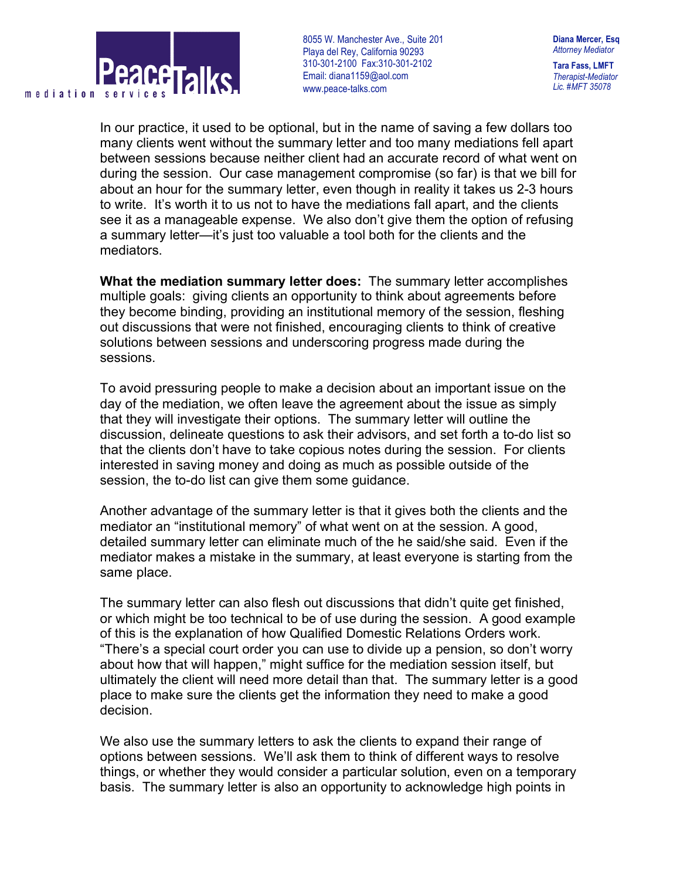In our practice, it used to be optional, but in the name of saving a few dollars too many clients went without the summary letter and too many mediations fell apart between sessions because neither client had an accurate record of what went on during the session. Our case management compromise (so far) is that we bill for about an hour for the summary letter, even though in reality it takes us 2-3 hours to write. It's worth it to us not to have the mediations fall apart, and the clients see it as a manageable expense. We also don't give them the option of refusing a summary letter—it's just too valuable a tool both for the clients and the mediators.

**What the mediation summary letter does:** The summary letter accomplishes multiple goals: giving clients an opportunity to think about agreements before they become binding, providing an institutional memory of the session, fleshing out discussions that were not finished, encouraging clients to think of creative solutions between sessions and underscoring progress made during the sessions.

To avoid pressuring people to make a decision about an important issue on the day of the mediation, we often leave the agreement about the issue as simply that they will investigate their options. The summary letter will outline the discussion, delineate questions to ask their advisors, and set forth a to-do list so that the clients don't have to take copious notes during the session. For clients interested in saving money and doing as much as possible outside of the session, the to-do list can give them some guidance.

Another advantage of the summary letter is that it gives both the clients and the mediator an "institutional memory" of what went on at the session. A good, detailed summary letter can eliminate much of the he said/she said. Even if the mediator makes a mistake in the summary, at least everyone is starting from the same place.

The summary letter can also flesh out discussions that didn't quite get finished, or which might be too technical to be of use during the session. A good example of this is the explanation of how Qualified Domestic Relations Orders work. "There's a special court order you can use to divide up a pension, so don't worry about how that will happen," might suffice for the mediation session itself, but ultimately the client will need more detail than that. The summary letter is a good place to make sure the clients get the information they need to make a good decision.

We also use the summary letters to ask the clients to expand their range of options between sessions. We'll ask them to think of different ways to resolve things, or whether they would consider a particular solution, even on a temporary basis. The summary letter is also an opportunity to acknowledge high points in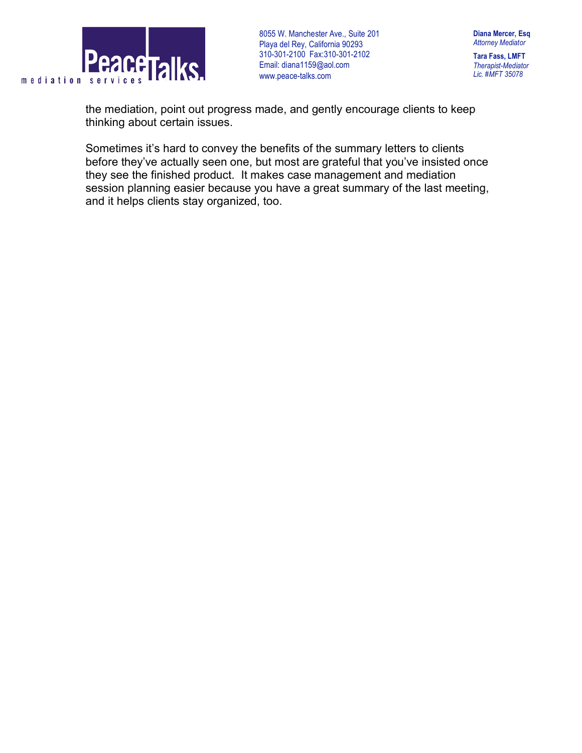the mediation, point out progress made, and gently encourage clients to keep thinking about certain issues.

Sometimes it's hard to convey the benefits of the summary letters to clients before they've actually seen one, but most are grateful that you've insisted once they see the finished product. It makes case management and mediation session planning easier because you have a great summary of the last meeting, and it helps clients stay organized, too.